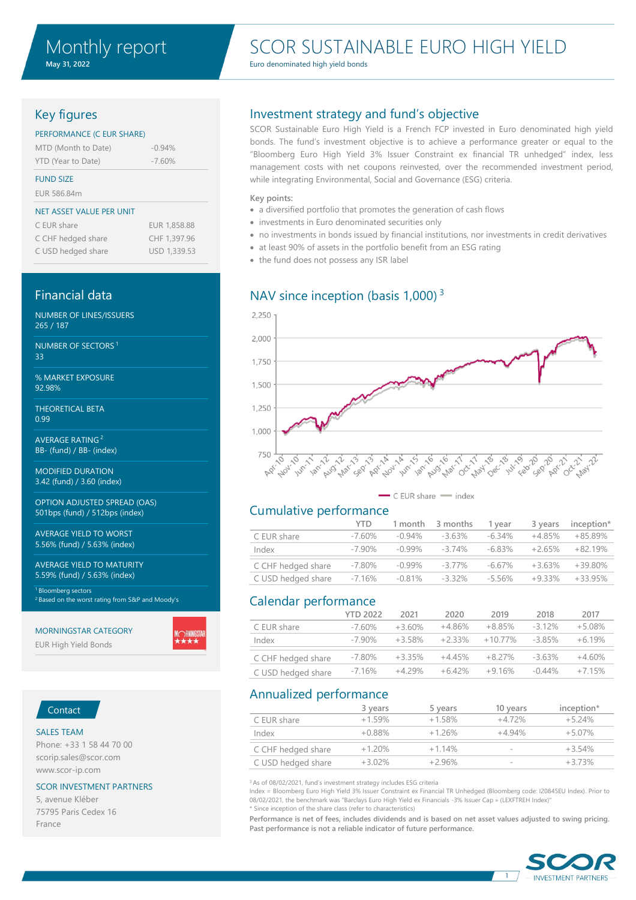# Monthly report

May 31, 2022

# SCOR SUSTAINABLE EURO HIGH YIELD

Euro denominated high yield bonds

## Key figures

**PERFORMANCE (C EUR SHARE)**

| | |
|---|---|
| MTD (Month to Date) | -0.94% |
| YTD (Year to Date) | -7.60% |

**FUND SIZE**

EUR 586.84m

**NET ASSET VALUE PER UNIT**

| | |
|---|---|
| C EUR share | EUR 1,858.88 |
| C CHF hedged share | CHF 1,397.96 |
| C USD hedged share | USD 1,339.53 |

## Financial data

NUMBER OF LINES/ISSUERS
265 / 187

NUMBER OF SECTORS [1]
33

% MARKET EXPOSURE
92.98%

THEORETICAL BETA
0.99

AVERAGE RATING [2]
BB- (fund) / BB- (index)

MODIFIED DURATION
3.42 (fund) / 3.60 (index)

OPTION ADJUSTED SPREAD (OAS)
501bps (fund) / 512bps (index)

AVERAGE YIELD TO WORST
5.56% (fund) / 5.63% (index)

AVERAGE YIELD TO MATURITY
5.59% (fund) / 5.63% (index)

[1] Bloomberg sectors
[2] Based on the worst rating from S&P and Moody's

MORNINGSTAR CATEGORY
EUR High Yield Bonds

## Contact

SALES TEAM
Phone: +33 1 58 44 70 00
scorip.sales@scor.com
www.scor-ip.com

SCOR INVESTMENT PARTNERS
5, avenue Kléber
75795 Paris Cedex 16
France

## Investment strategy and fund's objective

SCOR Sustainable Euro High Yield is a French FCP invested in Euro denominated high yield bonds. The fund's investment objective is to achieve a performance greater or equal to the "Bloomberg Euro High Yield 3% Issuer Constraint ex financial TR unhedged" index, less management costs with net coupons reinvested, over the recommended investment period, while integrating Environmental, Social and Governance (ESG) criteria.

Key points:

- a diversified portfolio that promotes the generation of cash flows
- investments in Euro denominated securities only
- no investments in bonds issued by financial institutions, nor investments in credit derivatives
- at least 90% of assets in the portfolio benefit from an ESG rating
- the fund does not possess any ISR label

## NAV since inception (basis 1,000) [3]

— C EUR share — index

## Cumulative performance

| | YTD | 1 month | 3 months | 1 year | 3 years | inception* |
|---|---|---|---|---|---|---|
| C EUR share | -7.60% | -0.94% | -3.63% | -6.34% | +4.85% | +85.89% |
| Index | -7.90% | -0.99% | -3.74% | -6.83% | +2.65% | +82.19% |
| C CHF hedged share | -7.80% | -0.99% | -3.77% | -6.67% | +3.63% | +39.80% |
| C USD hedged share | -7.16% | -0.81% | -3.32% | -5.56% | +9.33% | +33.95% |

## Calendar performance

| | YTD 2022 | 2021 | 2020 | 2019 | 2018 | 2017 |
|---|---|---|---|---|---|---|
| C EUR share | -7.60% | +3.60% | +4.86% | +8.85% | -3.12% | +5.08% |
| Index | -7.90% | +3.58% | +2.33% | +10.77% | -3.85% | +6.19% |
| C CHF hedged share | -7.80% | +3.35% | +4.45% | +8.27% | -3.63% | +4.60% |
| C USD hedged share | -7.16% | +4.29% | +6.42% | +9.16% | -0.44% | +7.15% |

## Annualized performance

| | 3 years | 5 years | 10 years | inception* |
|---|---|---|---|---|
| C EUR share | +1.59% | +1.58% | +4.72% | +5.24% |
| Index | +0.88% | +1.26% | +4.94% | +5.07% |
| C CHF hedged share | +1.20% | +1.14% | - | +3.54% |
| C USD hedged share | +3.02% | +2.96% | - | +3.73% |

[3] As of 08/02/2021, fund's investment strategy includes ESG criteria
Index = Bloomberg Euro High Yield 3% Issuer Constraint ex Financial TR Unhedged (Bloomberg code: I20845EU Index). Prior to 08/02/2021, the benchmark was "Barclays Euro High Yield ex Financials -3% Issuer Cap » (LEXFTREH Index)"
\* Since inception of the share class (refer to characteristics)

**Performance is net of fees, includes dividends and is based on net asset values adjusted to swing pricing. Past performance is not a reliable indicator of future performance.**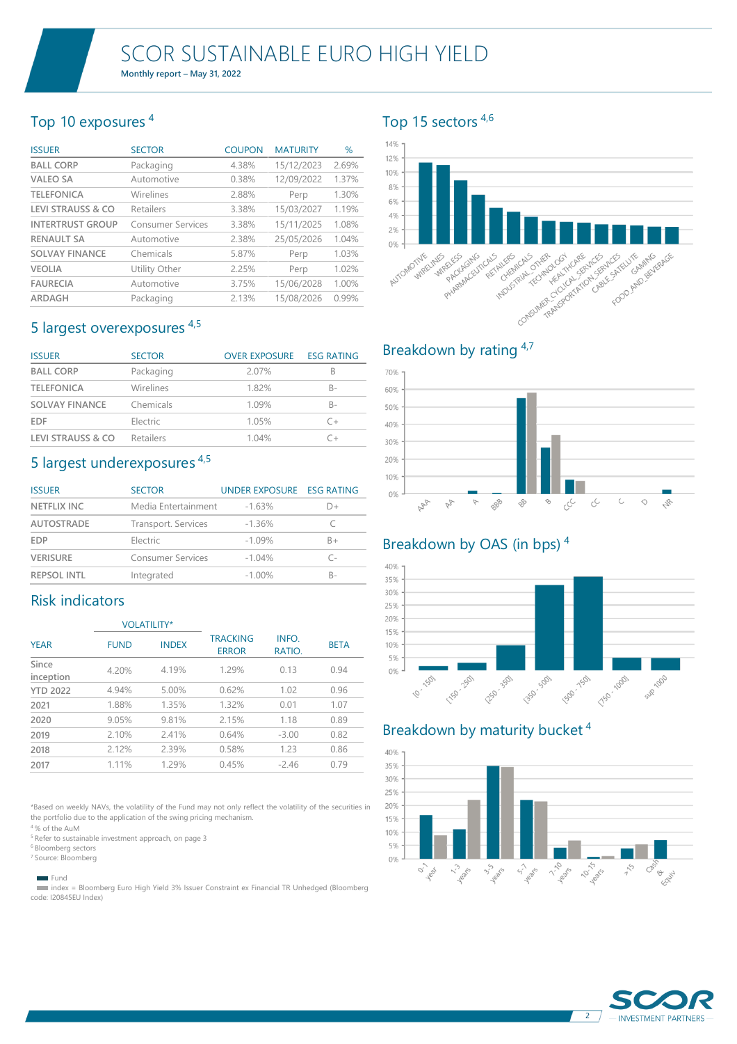# SCOR SUSTAINABLE EURO HIGH YIELD

**Monthly report – May 31, 2022**

## Top 10 exposures [4]

| ISSUER | SECTOR | COUPON | MATURITY | % |
|---|---|---|---|---|
| BALL CORP | Packaging | 4.38% | 15/12/2023 | 2.69% |
| VALEO SA | Automotive | 0.38% | 12/09/2022 | 1.37% |
| TELEFONICA | Wirelines | 2.88% | Perp | 1.30% |
| LEVI STRAUSS & CO | Retailers | 3.38% | 15/03/2027 | 1.19% |
| INTERTRUST GROUP | Consumer Services | 3.38% | 15/11/2025 | 1.08% |
| RENAULT SA | Automotive | 2.38% | 25/05/2026 | 1.04% |
| SOLVAY FINANCE | Chemicals | 5.87% | Perp | 1.03% |
| VEOLIA | Utility Other | 2.25% | Perp | 1.02% |
| FAURECIA | Automotive | 3.75% | 15/06/2028 | 1.00% |
| ARDAGH | Packaging | 2.13% | 15/08/2026 | 0.99% |

## 5 largest overexposures [4,5]

| ISSUER | SECTOR | OVER EXPOSURE | ESG RATING |
|---|---|---|---|
| BALL CORP | Packaging | 2.07% | B |
| TELEFONICA | Wirelines | 1.82% | B- |
| SOLVAY FINANCE | Chemicals | 1.09% | B- |
| EDF | Electric | 1.05% | C+ |
| LEVI STRAUSS & CO | Retailers | 1.04% | C+ |

## 5 largest underexposures [4,5]

| ISSUER | SECTOR | UNDER EXPOSURE | ESG RATING |
|---|---|---|---|
| NETFLIX INC | Media Entertainment | -1.63% | D+ |
| AUTOSTRADE | Transport. Services | -1.36% | C |
| EDP | Electric | -1.09% | B+ |
| VERISURE | Consumer Services | -1.04% | C- |
| REPSOL INTL | Integrated | -1.00% | B- |

## Risk indicators

| YEAR | VOLATILITY* | | TRACKING ERROR | INFO. RATIO. | BETA |
|---|---|---|---|---|---|
| | FUND | INDEX | | | |
| Since inception | 4.20% | 4.19% | 1.29% | 0.13 | 0.94 |
| YTD 2022 | 4.94% | 5.00% | 0.62% | 1.02 | 0.96 |
| 2021 | 1.88% | 1.35% | 1.32% | 0.01 | 1.07 |
| 2020 | 9.05% | 9.81% | 2.15% | 1.18 | 0.89 |
| 2019 | 2.10% | 2.41% | 0.64% | -3.00 | 0.82 |
| 2018 | 2.12% | 2.39% | 0.58% | 1.23 | 0.86 |
| 2017 | 1.11% | 1.29% | 0.45% | -2.46 | 0.79 |

## Top 15 sectors [4,6]

AUTOMOTIVE, WIRELINES, WIRELESS, PACKAGING, PHARMACEUTICALS, RETAILERS, CHEMICALS, INDUSTRIAL_OTHER, TECHNOLOGY, HEALTHCARE, CONSUMER_CYCLICAL_SERVICES, TRANSPORTATION_SERVICES, CABLE_SATELLITE, GAMING, FOOD_AND_BEVERAGE

## Breakdown by rating [4,7]

AAA, AA, A, BBB, BB, B, CCC, CC, C, D, NR

## Breakdown by OAS (in bps) [4]

[0 - 150[, [150 - 250[, [250 - 350[, [350 - 500[, [500 - 750[, [750 - 1000[, sup 1000

## Breakdown by maturity bucket [4]

0-1 year, 1-3 years, 3-5 years, 5-7 years, 7-10 years, 10-15 years, >15, Cash & Equiv

*Based on weekly NAVs, the volatility of the Fund may not only reflect the volatility of the securities in the portfolio due to the application of the swing pricing mechanism.

[4] % of the AuM

[5] Refer to sustainable investment approach, on page 3

[6] Bloomberg sectors

[7] Source: Bloomberg

Fund

index = Bloomberg Euro High Yield 3% Issuer Constraint ex Financial TR Unhedged (Bloomberg code: I20845EU Index)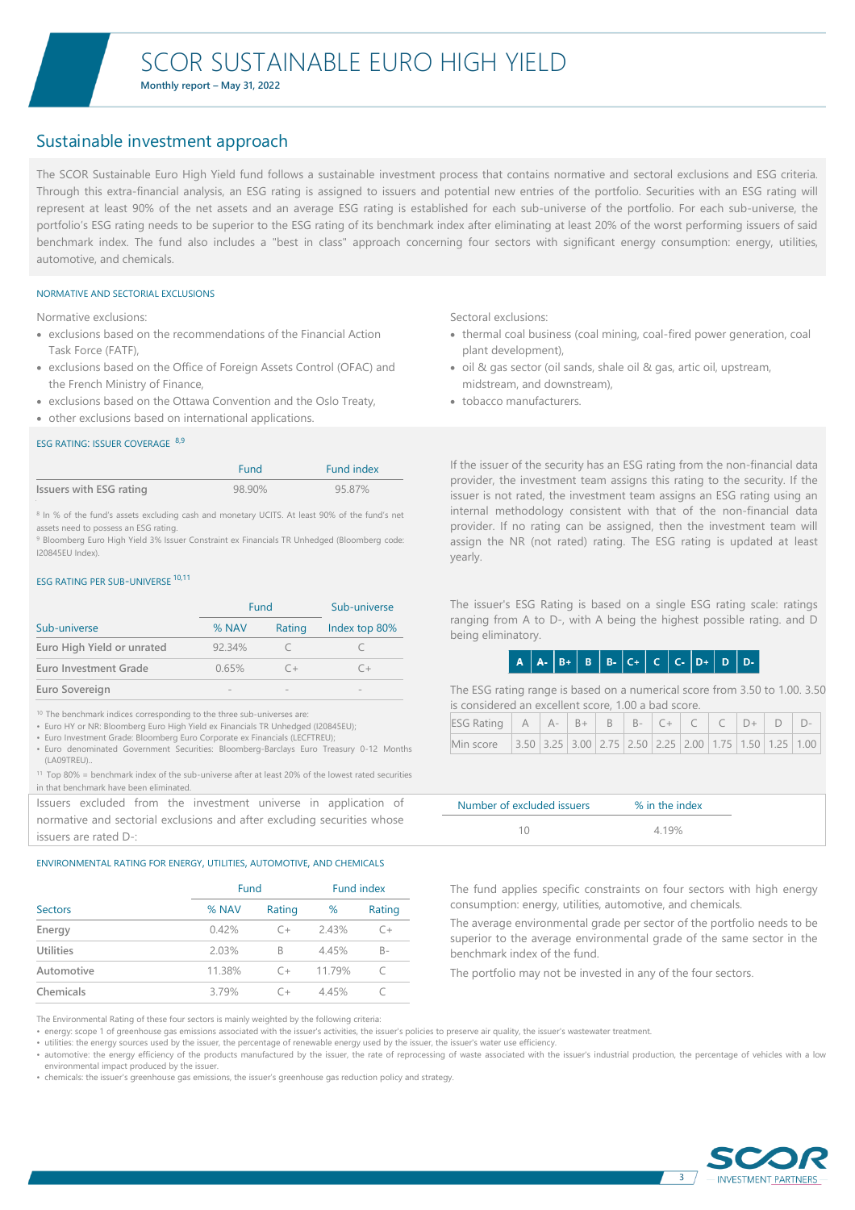# SCOR SUSTAINABLE EURO HIGH YIELD

**Monthly report – May 31, 2022**

## Sustainable investment approach

The SCOR Sustainable Euro High Yield fund follows a sustainable investment process that contains normative and sectoral exclusions and ESG criteria. Through this extra-financial analysis, an ESG rating is assigned to issuers and potential new entries of the portfolio. Securities with an ESG rating will represent at least 90% of the net assets and an average ESG rating is established for each sub-universe of the portfolio. For each sub-universe, the portfolio's ESG rating needs to be superior to the ESG rating of its benchmark index after eliminating at least 20% of the worst performing issuers of said benchmark index. The fund also includes a "best in class" approach concerning four sectors with significant energy consumption: energy, utilities, automotive, and chemicals.

### NORMATIVE AND SECTORIAL EXCLUSIONS

Normative exclusions:

- exclusions based on the recommendations of the Financial Action Task Force (FATF),
- exclusions based on the Office of Foreign Assets Control (OFAC) and the French Ministry of Finance,
- exclusions based on the Ottawa Convention and the Oslo Treaty,
- other exclusions based on international applications.

Sectoral exclusions:

- thermal coal business (coal mining, coal-fired power generation, coal plant development),
- oil & gas sector (oil sands, shale oil & gas, artic oil, upstream, midstream, and downstream),
- tobacco manufacturers.

### ESG RATING: ISSUER COVERAGE [8,9]

| | Fund | Fund index |
|---|---|---|
| Issuers with ESG rating | 98.90% | 95.87% |

[8] In % of the fund's assets excluding cash and monetary UCITS. At least 90% of the fund's net assets need to possess an ESG rating.
[9] Bloomberg Euro High Yield 3% Issuer Constraint ex Financials TR Unhedged (Bloomberg code: I20845EU Index).

If the issuer of the security has an ESG rating from the non-financial data provider, the investment team assigns this rating to the security. If the issuer is not rated, the investment team assigns an ESG rating using an internal methodology consistent with that of the non-financial data provider. If no rating can be assigned, then the investment team will assign the NR (not rated) rating. The ESG rating is updated at least yearly.

### ESG RATING PER SUB-UNIVERSE [10,11]

| | Fund | | Sub-universe |
|---|---|---|---|
| Sub-universe | % NAV | Rating | Index top 80% |
| Euro High Yield or unrated | 92.34% | C | C |
| Euro Investment Grade | 0.65% | C+ | C+ |
| Euro Sovereign | - | - | - |

[10] The benchmark indices corresponding to the three sub-universes are:
- Euro HY or NR: Bloomberg Euro High Yield ex Financials TR Unhedged (I20845EU);
- Euro Investment Grade: Bloomberg Euro Corporate ex Financials (LECFTREU);
- Euro denominated Government Securities: Bloomberg-Barclays Euro Treasury 0-12 Months (LA09TREU)..

[11] Top 80% = benchmark index of the sub-universe after at least 20% of the lowest rated securities in that benchmark have been eliminated.

The issuer's ESG Rating is based on a single ESG rating scale: ratings ranging from A to D-, with A being the highest possible rating. and D being eliminatory.

| A | A- | B+ | B | B- | C+ | C | C- | D+ | D | D- |
|---|---|---|---|---|---|---|---|---|---|---|

The ESG rating range is based on a numerical score from 3.50 to 1.00. 3.50 is considered an excellent score, 1.00 a bad score.

| ESG Rating | A | A- | B+ | B | B- | C+ | C | C | D+ | D | D- |
|---|---|---|---|---|---|---|---|---|---|---|---|
| Min score | 3.50 | 3.25 | 3.00 | 2.75 | 2.50 | 2.25 | 2.00 | 1.75 | 1.50 | 1.25 | 1.00 |

Issuers excluded from the investment universe in application of normative and sectorial exclusions and after excluding securities whose issuers are rated D-:

| Number of excluded issuers | % in the index |
|---|---|
| 10 | 4.19% |

### ENVIRONMENTAL RATING FOR ENERGY, UTILITIES, AUTOMOTIVE, AND CHEMICALS

| | Fund | | Fund index | |
|---|---|---|---|---|
| Sectors | % NAV | Rating | % | Rating |
| Energy | 0.42% | C+ | 2.43% | C+ |
| Utilities | 2.03% | B | 4.45% | B- |
| Automotive | 11.38% | C+ | 11.79% | C |
| Chemicals | 3.79% | C+ | 4.45% | C |

The fund applies specific constraints on four sectors with high energy consumption: energy, utilities, automotive, and chemicals.

The average environmental grade per sector of the portfolio needs to be superior to the average environmental grade of the same sector in the benchmark index of the fund.

The portfolio may not be invested in any of the four sectors.

The Environmental Rating of these four sectors is mainly weighted by the following criteria:

- energy: scope 1 of greenhouse gas emissions associated with the issuer's activities, the issuer's policies to preserve air quality, the issuer's wastewater treatment.
- utilities: the energy sources used by the issuer, the percentage of renewable energy used by the issuer, the issuer's water use efficiency.
- automotive: the energy efficiency of the products manufactured by the issuer, the rate of reprocessing of waste associated with the issuer's industrial production, the percentage of vehicles with a low environmental impact produced by the issuer.
- chemicals: the issuer's greenhouse gas emissions, the issuer's greenhouse gas reduction policy and strategy.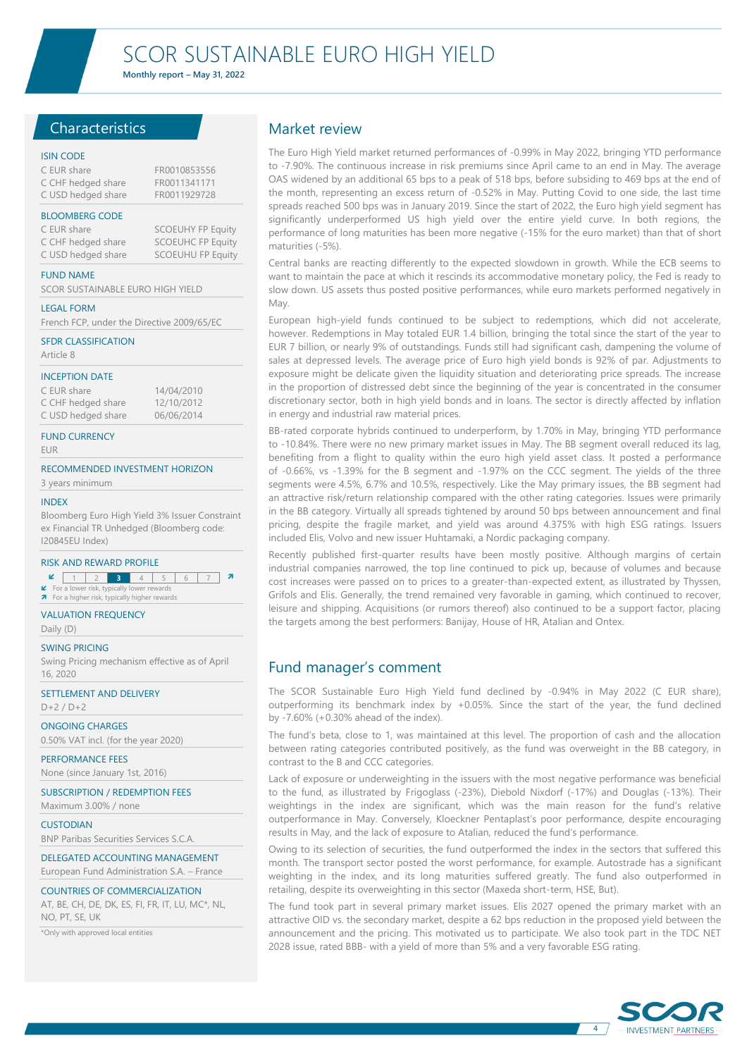# SCOR SUSTAINABLE EURO HIGH YIELD

**Monthly report – May 31, 2022**

## Characteristics

**ISIN CODE**

| | |
|---|---|
| C EUR share | FR0010853556 |
| C CHF hedged share | FR0011341171 |
| C USD hedged share | FR0011929728 |

**BLOOMBERG CODE**

| | |
|---|---|
| C EUR share | SCOEUHY FP Equity |
| C CHF hedged share | SCOEUHC FP Equity |
| C USD hedged share | SCOEUHU FP Equity |

**FUND NAME**

SCOR SUSTAINABLE EURO HIGH YIELD

**LEGAL FORM**

French FCP, under the Directive 2009/65/EC

**SFDR CLASSIFICATION**

Article 8

**INCEPTION DATE**

| | |
|---|---|
| C EUR share | 14/04/2010 |
| C CHF hedged share | 12/10/2012 |
| C USD hedged share | 06/06/2014 |

**FUND CURRENCY**

EUR

**RECOMMENDED INVESTMENT HORIZON**

3 years minimum

**INDEX**

Bloomberg Euro High Yield 3% Issuer Constraint ex Financial TR Unhedged (Bloomberg code: I20845EU Index)

**RISK AND REWARD PROFILE**

| 1 | 2 | **3** | 4 | 5 | 6 | 7 |
|---|---|---|---|---|---|---|

↙ For a lower risk, typically lower rewards
↗ For a higher risk, typically higher rewards

**VALUATION FREQUENCY**

Daily (D)

**SWING PRICING**

Swing Pricing mechanism effective as of April 16, 2020

**SETTLEMENT AND DELIVERY**

D+2 / D+2

**ONGOING CHARGES**

0.50% VAT incl. (for the year 2020)

**PERFORMANCE FEES**

None (since January 1st, 2016)

**SUBSCRIPTION / REDEMPTION FEES**

Maximum 3.00% / none

**CUSTODIAN**

BNP Paribas Securities Services S.C.A.

**DELEGATED ACCOUNTING MANAGEMENT**

European Fund Administration S.A. – France

**COUNTRIES OF COMMERCIALIZATION**

AT, BE, CH, DE, DK, ES, FI, FR, IT, LU, MC*, NL, NO, PT, SE, UK

*Only with approved local entities

## Market review

The Euro High Yield market returned performances of -0.99% in May 2022, bringing YTD performance to -7.90%. The continuous increase in risk premiums since April came to an end in May. The average OAS widened by an additional 65 bps to a peak of 518 bps, before subsiding to 469 bps at the end of the month, representing an excess return of -0.52% in May. Putting Covid to one side, the last time spreads reached 500 bps was in January 2019. Since the start of 2022, the Euro high yield segment has significantly underperformed US high yield over the entire yield curve. In both regions, the performance of long maturities has been more negative (-15% for the euro market) than that of short maturities (-5%).

Central banks are reacting differently to the expected slowdown in growth. While the ECB seems to want to maintain the pace at which it rescinds its accommodative monetary policy, the Fed is ready to slow down. US assets thus posted positive performances, while euro markets performed negatively in May.

European high-yield funds continued to be subject to redemptions, which did not accelerate, however. Redemptions in May totaled EUR 1.4 billion, bringing the total since the start of the year to EUR 7 billion, or nearly 9% of outstandings. Funds still had significant cash, dampening the volume of sales at depressed levels. The average price of Euro high yield bonds is 92% of par. Adjustments to exposure might be delicate given the liquidity situation and deteriorating price spreads. The increase in the proportion of distressed debt since the beginning of the year is concentrated in the consumer discretionary sector, both in high yield bonds and in loans. The sector is directly affected by inflation in energy and industrial raw material prices.

BB-rated corporate hybrids continued to underperform, by 1.70% in May, bringing YTD performance to -10.84%. There were no new primary market issues in May. The BB segment overall reduced its lag, benefiting from a flight to quality within the euro high yield asset class. It posted a performance of -0.66%, vs -1.39% for the B segment and -1.97% on the CCC segment. The yields of the three segments were 4.5%, 6.7% and 10.5%, respectively. Like the May primary issues, the BB segment had an attractive risk/return relationship compared with the other rating categories. Issues were primarily in the BB category. Virtually all spreads tightened by around 50 bps between announcement and final pricing, despite the fragile market, and yield was around 4.375% with high ESG ratings. Issuers included Elis, Volvo and new issuer Huhtamaki, a Nordic packaging company.

Recently published first-quarter results have been mostly positive. Although margins of certain industrial companies narrowed, the top line continued to pick up, because of volumes and because cost increases were passed on to prices to a greater-than-expected extent, as illustrated by Thyssen, Grifols and Elis. Generally, the trend remained very favorable in gaming, which continued to recover, leisure and shipping. Acquisitions (or rumors thereof) also continued to be a support factor, placing the targets among the best performers: Banijay, House of HR, Atalian and Ontex.

## Fund manager's comment

The SCOR Sustainable Euro High Yield fund declined by -0.94% in May 2022 (C EUR share), outperforming its benchmark index by +0.05%. Since the start of the year, the fund declined by -7.60% (+0.30% ahead of the index).

The fund's beta, close to 1, was maintained at this level. The proportion of cash and the allocation between rating categories contributed positively, as the fund was overweight in the BB category, in contrast to the B and CCC categories.

Lack of exposure or underweighting in the issuers with the most negative performance was beneficial to the fund, as illustrated by Frigoglass (-23%), Diebold Nixdorf (-17%) and Douglas (-13%). Their weightings in the index are significant, which was the main reason for the fund's relative outperformance in May. Conversely, Kloeckner Pentaplast's poor performance, despite encouraging results in May, and the lack of exposure to Atalian, reduced the fund's performance.

Owing to its selection of securities, the fund outperformed the index in the sectors that suffered this month. The transport sector posted the worst performance, for example. Autostrade has a significant weighting in the index, and its long maturities suffered greatly. The fund also outperformed in retailing, despite its overweighting in this sector (Maxeda short-term, HSE, But).

The fund took part in several primary market issues. Elis 2027 opened the primary market with an attractive OID vs. the secondary market, despite a 62 bps reduction in the proposed yield between the announcement and the pricing. This motivated us to participate. We also took part in the TDC NET 2028 issue, rated BBB- with a yield of more than 5% and a very favorable ESG rating.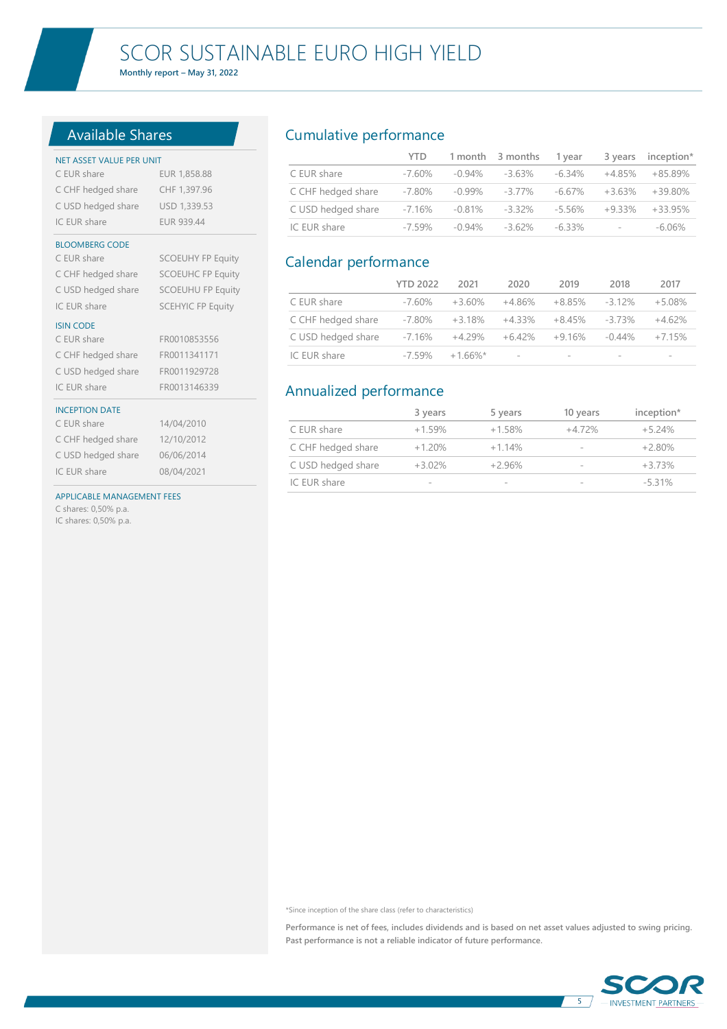# SCOR SUSTAINABLE EURO HIGH YIELD

**Monthly report – May 31, 2022**

## Available Shares

NET ASSET VALUE PER UNIT

| | |
|---|---|
| C EUR share | EUR 1,858.88 |
| C CHF hedged share | CHF 1,397.96 |
| C USD hedged share | USD 1,339.53 |
| IC EUR share | EUR 939.44 |

BLOOMBERG CODE

| | |
|---|---|
| C EUR share | SCOEUHY FP Equity |
| C CHF hedged share | SCOEUHC FP Equity |
| C USD hedged share | SCOEUHU FP Equity |
| IC EUR share | SCEHYIC FP Equity |

ISIN CODE

| | |
|---|---|
| C EUR share | FR0010853556 |
| C CHF hedged share | FR0011341171 |
| C USD hedged share | FR0011929728 |
| IC EUR share | FR0013146339 |

INCEPTION DATE

| | |
|---|---|
| C EUR share | 14/04/2010 |
| C CHF hedged share | 12/10/2012 |
| C USD hedged share | 06/06/2014 |
| IC EUR share | 08/04/2021 |

APPLICABLE MANAGEMENT FEES

C shares: 0,50% p.a.
IC shares: 0,50% p.a.

## Cumulative performance

| | YTD | 1 month | 3 months | 1 year | 3 years | inception* |
|---|---|---|---|---|---|---|
| C EUR share | -7.60% | -0.94% | -3.63% | -6.34% | +4.85% | +85.89% |
| C CHF hedged share | -7.80% | -0.99% | -3.77% | -6.67% | +3.63% | +39.80% |
| C USD hedged share | -7.16% | -0.81% | -3.32% | -5.56% | +9.33% | +33.95% |
| IC EUR share | -7.59% | -0.94% | -3.62% | -6.33% | - | -6.06% |

## Calendar performance

| | YTD 2022 | 2021 | 2020 | 2019 | 2018 | 2017 |
|---|---|---|---|---|---|---|
| C EUR share | -7.60% | +3.60% | +4.86% | +8.85% | -3.12% | +5.08% |
| C CHF hedged share | -7.80% | +3.18% | +4.33% | +8.45% | -3.73% | +4.62% |
| C USD hedged share | -7.16% | +4.29% | +6.42% | +9.16% | -0.44% | +7.15% |
| IC EUR share | -7.59% | +1.66%* | - | - | - | - |

## Annualized performance

| | 3 years | 5 years | 10 years | inception* |
|---|---|---|---|---|
| C EUR share | +1.59% | +1.58% | +4.72% | +5.24% |
| C CHF hedged share | +1.20% | +1.14% | - | +2.80% |
| C USD hedged share | +3.02% | +2.96% | - | +3.73% |
| IC EUR share | - | - | - | -5.31% |

*Since inception of the share class (refer to characteristics)

**Performance is net of fees, includes dividends and is based on net asset values adjusted to swing pricing. Past performance is not a reliable indicator of future performance.**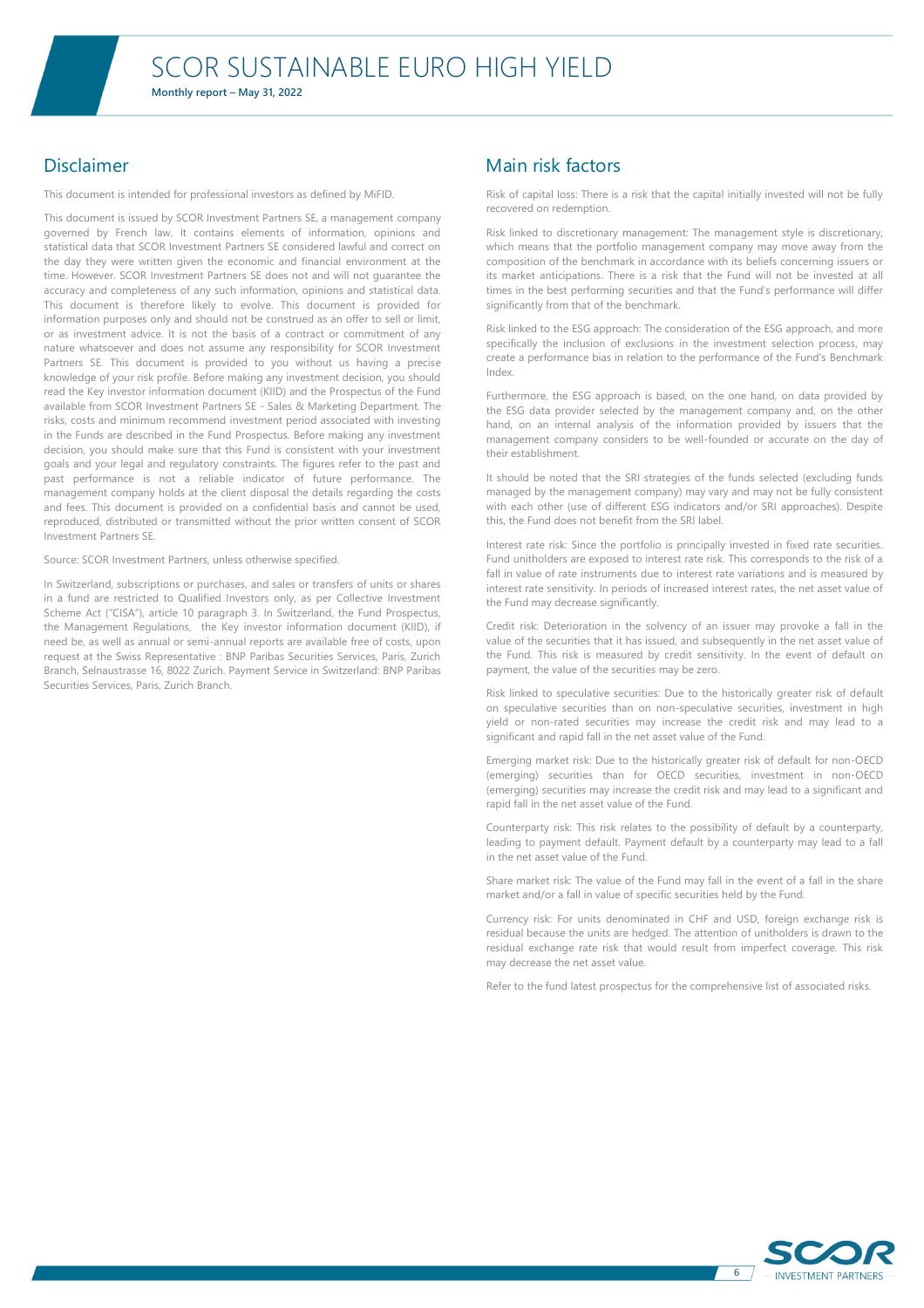## Disclaimer

This document is intended for professional investors as defined by MiFID.

This document is issued by SCOR Investment Partners SE, a management company governed by French law. It contains elements of information, opinions and statistical data that SCOR Investment Partners SE considered lawful and correct on the day they were written given the economic and financial environment at the time. However. SCOR Investment Partners SE does not and will not guarantee the accuracy and completeness of any such information, opinions and statistical data. This document is therefore likely to evolve. This document is provided for information purposes only and should not be construed as an offer to sell or limit, or as investment advice. It is not the basis of a contract or commitment of any nature whatsoever and does not assume any responsibility for SCOR Investment Partners SE. This document is provided to you without us having a precise knowledge of your risk profile. Before making any investment decision, you should read the Key investor information document (KIID) and the Prospectus of the Fund available from SCOR Investment Partners SE - Sales & Marketing Department. The risks, costs and minimum recommend investment period associated with investing in the Funds are described in the Fund Prospectus. Before making any investment decision, you should make sure that this Fund is consistent with your investment goals and your legal and regulatory constraints. The figures refer to the past and past performance is not a reliable indicator of future performance. The management company holds at the client disposal the details regarding the costs and fees. This document is provided on a confidential basis and cannot be used, reproduced, distributed or transmitted without the prior written consent of SCOR Investment Partners SE.

Source: SCOR Investment Partners, unless otherwise specified.

In Switzerland, subscriptions or purchases, and sales or transfers of units or shares in a fund are restricted to Qualified Investors only, as per Collective Investment Scheme Act ("CISA"), article 10 paragraph 3. In Switzerland, the Fund Prospectus, the Management Regulations, the Key investor information document (KIID), if need be, as well as annual or semi-annual reports are available free of costs, upon request at the Swiss Representative : BNP Paribas Securities Services, Paris, Zurich Branch, Selnaustrasse 16, 8022 Zurich. Payment Service in Switzerland: BNP Paribas Securities Services, Paris, Zurich Branch.

## Main risk factors

Risk of capital loss: There is a risk that the capital initially invested will not be fully recovered on redemption.

Risk linked to discretionary management: The management style is discretionary, which means that the portfolio management company may move away from the composition of the benchmark in accordance with its beliefs concerning issuers or its market anticipations. There is a risk that the Fund will not be invested at all times in the best performing securities and that the Fund's performance will differ significantly from that of the benchmark.

Risk linked to the ESG approach: The consideration of the ESG approach, and more specifically the inclusion of exclusions in the investment selection process, may create a performance bias in relation to the performance of the Fund's Benchmark Index.

Furthermore, the ESG approach is based, on the one hand, on data provided by the ESG data provider selected by the management company and, on the other hand, on an internal analysis of the information provided by issuers that the management company considers to be well-founded or accurate on the day of their establishment.

It should be noted that the SRI strategies of the funds selected (excluding funds managed by the management company) may vary and may not be fully consistent with each other (use of different ESG indicators and/or SRI approaches). Despite this, the Fund does not benefit from the SRI label.

Interest rate risk: Since the portfolio is principally invested in fixed rate securities. Fund unitholders are exposed to interest rate risk. This corresponds to the risk of a fall in value of rate instruments due to interest rate variations and is measured by interest rate sensitivity. In periods of increased interest rates, the net asset value of the Fund may decrease significantly.

Credit risk: Deterioration in the solvency of an issuer may provoke a fall in the value of the securities that it has issued, and subsequently in the net asset value of the Fund. This risk is measured by credit sensitivity. In the event of default on payment, the value of the securities may be zero.

Risk linked to speculative securities: Due to the historically greater risk of default on speculative securities than on non-speculative securities, investment in high yield or non-rated securities may increase the credit risk and may lead to a significant and rapid fall in the net asset value of the Fund.

Emerging market risk: Due to the historically greater risk of default for non-OECD (emerging) securities than for OECD securities, investment in non-OECD (emerging) securities may increase the credit risk and may lead to a significant and rapid fall in the net asset value of the Fund.

Counterparty risk: This risk relates to the possibility of default by a counterparty, leading to payment default. Payment default by a counterparty may lead to a fall in the net asset value of the Fund.

Share market risk: The value of the Fund may fall in the event of a fall in the share market and/or a fall in value of specific securities held by the Fund.

Currency risk: For units denominated in CHF and USD, foreign exchange risk is residual because the units are hedged. The attention of unitholders is drawn to the residual exchange rate risk that would result from imperfect coverage. This risk may decrease the net asset value.

Refer to the fund latest prospectus for the comprehensive list of associated risks.